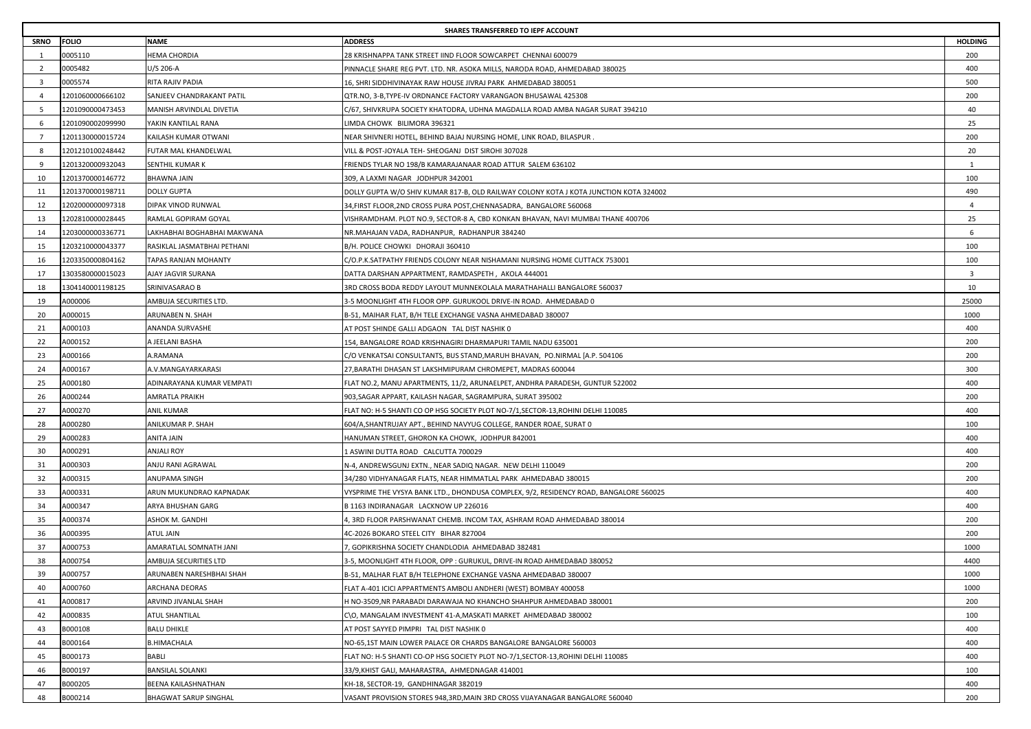# SHARES TRANSFERRED TO IEPF ACCOUNT

| SRNO | FOLIO | NAME | ADDRESS | HOLDING |
|---|---|---|---|---|
| 1 | 0005110 | HEMA CHORDIA | 28 KRISHNAPPA TANK STREET IIND FLOOR SOWCARPET CHENNAI 600079 | 200 |
| 2 | 0005482 | U/S 206-A | PINNACLE SHARE REG PVT. LTD. NR. ASOKA MILLS, NARODA ROAD, AHMEDABAD 380025 | 400 |
| 3 | 0005574 | RITA RAJIV PADIA | 16, SHRI SIDDHIVINAYAK RAW HOUSE JIVRAJ PARK AHMEDABAD 380051 | 500 |
| 4 | 1201060000666102 | SANJEEV CHANDRAKANT PATIL | QTR.NO, 3-B,TYPE-IV ORDNANCE FACTORY VARANGAON BHUSAWAL 425308 | 200 |
| 5 | 1201090000473453 | MANISH ARVINDLAL DIVETIA | C/67, SHIVKRUPA SOCIETY KHATODRA, UDHNA MAGDALLA ROAD AMBA NAGAR SURAT 394210 | 40 |
| 6 | 1201090002099990 | YAKIN KANTILAL RANA | LIMDA CHOWK BILIMORA 396321 | 25 |
| 7 | 1201130000015724 | KAILASH KUMAR OTWANI | NEAR SHIVNERI HOTEL, BEHIND BAJAJ NURSING HOME, LINK ROAD, BILASPUR . | 200 |
| 8 | 1201210100248442 | FUTAR MAL KHANDELWAL | VILL & POST-JOYALA TEH- SHEOGANJ DIST SIROHI 307028 | 20 |
| 9 | 1201320000932043 | SENTHIL KUMAR K | FRIENDS TYLAR NO 198/B KAMARAJANAAR ROAD ATTUR SALEM 636102 | 1 |
| 10 | 1201370000146772 | BHAWNA JAIN | 309, A LAXMI NAGAR JODHPUR 342001 | 100 |
| 11 | 1201370000198711 | DOLLY GUPTA | DOLLY GUPTA W/O SHIV KUMAR 817-B, OLD RAILWAY COLONY KOTA J KOTA JUNCTION KOTA 324002 | 490 |
| 12 | 1202000000097318 | DIPAK VINOD RUNWAL | 34,FIRST FLOOR,2ND CROSS PURA POST,CHENNASADRA, BANGALORE 560068 | 4 |
| 13 | 1202810000028445 | RAMLAL GOPIRAM GOYAL | VISHRAMDHAM. PLOT NO.9, SECTOR-8 A, CBD KONKAN BHAVAN, NAVI MUMBAI THANE 400706 | 25 |
| 14 | 1203000000336771 | LAKHABHAI BOGHABHAI MAKWANA | NR.MAHAJAN VADA, RADHANPUR, RADHANPUR 384240 | 6 |
| 15 | 1203210000043377 | RASIKLAL JASMATBHAI PETHANI | B/H. POLICE CHOWKI DHORAJI 360410 | 100 |
| 16 | 1203350000804162 | TAPAS RANJAN MOHANTY | C/O.P.K.SATPATHY FRIENDS COLONY NEAR NISHAMANI NURSING HOME CUTTACK 753001 | 100 |
| 17 | 1303580000015023 | AJAY JAGVIR SURANA | DATTA DARSHAN APPARTMENT, RAMDASPETH , AKOLA 444001 | 3 |
| 18 | 1304140001198125 | SRINIVASARAO B | 3RD CROSS BODA REDDY LAYOUT MUNNEKOLALA MARATHAHALLI BANGALORE 560037 | 10 |
| 19 | A000006 | AMBUJA SECURITIES LTD. | 3-5 MOONLIGHT 4TH FLOOR OPP. GURUKOOL DRIVE-IN ROAD. AHMEDABAD 0 | 25000 |
| 20 | A000015 | ARUNABEN N. SHAH | B-51, MAIHAR FLAT, B/H TELE EXCHANGE VASNA AHMEDABAD 380007 | 1000 |
| 21 | A000103 | ANANDA SURVASHE | AT POST SHINDE GALLI ADGAON TAL DIST NASHIK 0 | 400 |
| 22 | A000152 | A JEELANI BASHA | 154, BANGALORE ROAD KRISHNAGIRI DHARMAPURI TAMIL NADU 635001 | 200 |
| 23 | A000166 | A.RAMANA | C/O VENKATSAI CONSULTANTS, BUS STAND,MARUH BHAVAN, PO.NIRMAL [A.P. 504106 | 200 |
| 24 | A000167 | A.V.MANGAYARKARASI | 27,BARATHI DHASAN ST LAKSHMIPURAM CHROMEPET, MADRAS 600044 | 300 |
| 25 | A000180 | ADINARAYANA KUMAR VEMPATI | FLAT NO.2, MANU APARTMENTS, 11/2, ARUNAELPET, ANDHRA PARADESH, GUNTUR 522002 | 400 |
| 26 | A000244 | AMRATLA PRAIKH | 903,SAGAR APPART, KAILASH NAGAR, SAGRAMPURA, SURAT 395002 | 200 |
| 27 | A000270 | ANIL KUMAR | FLAT NO: H-5 SHANTI CO OP HSG SOCIETY PLOT NO-7/1,SECTOR-13,ROHINI DELHI 110085 | 400 |
| 28 | A000280 | ANILKUMAR P. SHAH | 604/A,SHANTRUJAY APT., BEHIND NAVYUG COLLEGE, RANDER ROAE, SURAT 0 | 100 |
| 29 | A000283 | ANITA JAIN | HANUMAN STREET, GHORON KA CHOWK, JODHPUR 842001 | 400 |
| 30 | A000291 | ANJALI ROY | 1 ASWINI DUTTA ROAD CALCUTTA 700029 | 400 |
| 31 | A000303 | ANJU RANI AGRAWAL | N-4, ANDREWSGUNJ EXTN., NEAR SADIQ NAGAR. NEW DELHI 110049 | 200 |
| 32 | A000315 | ANUPAMA SINGH | 34/280 VIDHYANAGAR FLATS, NEAR HIMMATLAL PARK AHMEDABAD 380015 | 200 |
| 33 | A000331 | ARUN MUKUNDRAO KAPNADAK | VYSPRIME THE VYSYA BANK LTD., DHONDUSA COMPLEX, 9/2, RESIDENCY ROAD, BANGALORE 560025 | 400 |
| 34 | A000347 | ARYA BHUSHAN GARG | B 1163 INDIRANAGAR LACKNOW UP 226016 | 400 |
| 35 | A000374 | ASHOK M. GANDHI | 4, 3RD FLOOR PARSHWANAT CHEMB. INCOM TAX, ASHRAM ROAD AHMEDABAD 380014 | 200 |
| 36 | A000395 | ATUL JAIN | 4C-2026 BOKARO STEEL CITY BIHAR 827004 | 200 |
| 37 | A000753 | AMARATLAL SOMNATH JANI | 7, GOPIKRISHNA SOCIETY CHANDLODIA AHMEDABAD 382481 | 1000 |
| 38 | A000754 | AMBUJA SECURITIES LTD | 3-5, MOONLIGHT 4TH FLOOR, OPP : GURUKUL, DRIVE-IN ROAD AHMEDABAD 380052 | 4400 |
| 39 | A000757 | ARUNABEN NARESHBHAI SHAH | B-51, MALHAR FLAT B/H TELEPHONE EXCHANGE VASNA AHMEDABAD 380007 | 1000 |
| 40 | A000760 | ARCHANA DEORAS | FLAT A-401 ICICI APPARTMENTS AMBOLI ANDHERI (WEST) BOMBAY 400058 | 1000 |
| 41 | A000817 | ARVIND JIVANLAL SHAH | H NO-3509,NR PARABADI DARAWAJA NO KHANCHO SHAHPUR AHMEDABAD 380001 | 200 |
| 42 | A000835 | ATUL SHANTILAL | C\O, MANGALAM INVESTMENT 41-A,MASKATI MARKET AHMEDABAD 380002 | 100 |
| 43 | B000108 | BALU DHIKLE | AT POST SAYYED PIMPRI TAL DIST NASHIK 0 | 400 |
| 44 | B000164 | B.HIMACHALA | NO-65,1ST MAIN LOWER PALACE OR CHARDS BANGALORE BANGALORE 560003 | 400 |
| 45 | B000173 | BABLI | FLAT NO: H-5 SHANTI CO-OP HSG SOCIETY PLOT NO-7/1,SECTOR-13,ROHINI DELHI 110085 | 400 |
| 46 | B000197 | BANSILAL SOLANKI | 33/9,KHIST GALI, MAHARASTRA, AHMEDNAGAR 414001 | 100 |
| 47 | B000205 | BEENA KAILASHNATHAN | KH-18, SECTOR-19, GANDHINAGAR 382019 | 400 |
| 48 | B000214 | BHAGWAT SARUP SINGHAL | VASANT PROVISION STORES 948,3RD,MAIN 3RD CROSS VIJAYANAGAR BANGALORE 560040 | 200 |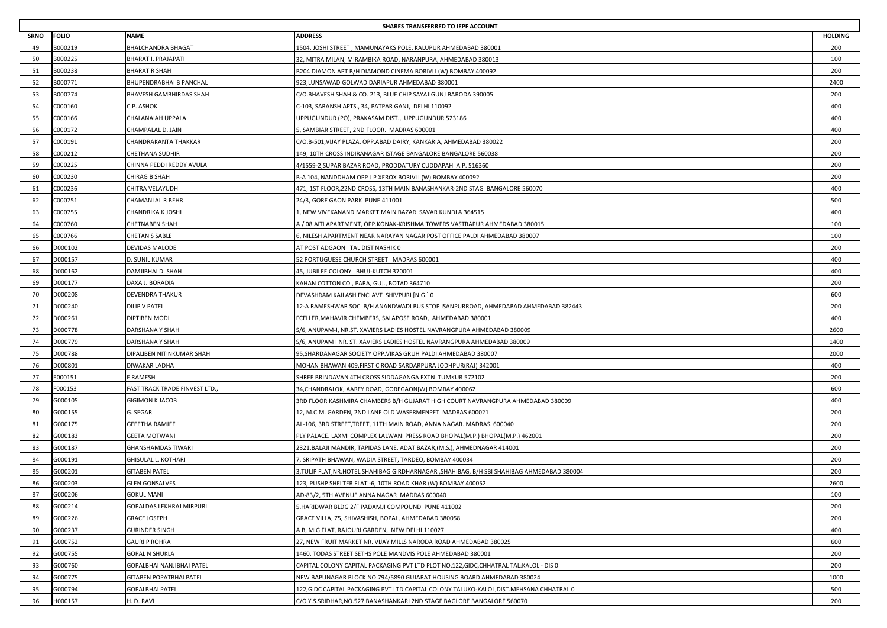| SHARES TRANSFERRED TO IEPF ACCOUNT | | | | |
|---|---|---|---|---|
| SRNO | FOLIO | NAME | ADDRESS | HOLDING |
| 49 | B000219 | BHALCHANDRA BHAGAT | 1504, JOSHI STREET , MAMUNAYAKS POLE, KALUPUR AHMEDABAD 380001 | 200 |
| 50 | B000225 | BHARAT I. PRAJAPATI | 32, MITRA MILAN, MIRAMBIKA ROAD, NARANPURA, AHMEDABAD 380013 | 100 |
| 51 | B000238 | BHARAT R SHAH | B204 DIAMON APT B/H DIAMOND CINEMA BORIVLI (W) BOMBAY 400092 | 200 |
| 52 | B000771 | BHUPENDRABHAI B PANCHAL | 923,LUNSAWAD GOLWAD DARIAPUR AHMEDABAD 380001 | 2400 |
| 53 | B000774 | BHAVESH GAMBHIRDAS SHAH | C/O.BHAVESH SHAH & CO. 213, BLUE CHIP SAYAJIGUNJ BARODA 390005 | 200 |
| 54 | C000160 | C.P. ASHOK | C-103, SARANSH APTS., 34, PATPAR GANJ, DELHI 110092 | 400 |
| 55 | C000166 | CHALANAIAH UPPALA | UPPUGUNDUR (PO), PRAKASAM DIST., UPPUGUNDUR 523186 | 400 |
| 56 | C000172 | CHAMPALAL D. JAIN | 5, SAMBIAR STREET, 2ND FLOOR. MADRAS 600001 | 400 |
| 57 | C000191 | CHANDRAKANTA THAKKAR | C/O.B-501,VIJAY PLAZA, OPP.ABAD DAIRY, KANKARIA, AHMEDABAD 380022 | 200 |
| 58 | C000212 | CHETHANA SUDHIR | 149, 10TH CROSS INDIRANAGAR ISTAGE BANGALORE BANGALORE 560038 | 200 |
| 59 | C000225 | CHINNA PEDDI REDDY AVULA | 4/1559-2,SUPAR BAZAR ROAD, PRODDATURY CUDDAPAH A.P. 516360 | 200 |
| 60 | C000230 | CHIRAG B SHAH | B-A 104, NANDDHAM OPP J P XEROX BORIVLI (W) BOMBAY 400092 | 200 |
| 61 | C000236 | CHITRA VELAYUDH | 471, 1ST FLOOR,22ND CROSS, 13TH MAIN BANASHANKAR-2ND STAG BANGALORE 560070 | 400 |
| 62 | C000751 | CHAMANLAL R BEHR | 24/3, GORE GAON PARK PUNE 411001 | 500 |
| 63 | C000755 | CHANDRIKA K JOSHI | 1, NEW VIVEKANAND MARKET MAIN BAZAR SAVAR KUNDLA 364515 | 400 |
| 64 | C000760 | CHETNABEN SHAH | A / 08 AITI APARTMENT, OPP.KONAK-KRISHMA TOWERS VASTRAPUR AHMEDABAD 380015 | 100 |
| 65 | C000766 | CHETAN S SABLE | 6, NILESH APARTMENT NEAR NARAYAN NAGAR POST OFFICE PALDI AHMEDABAD 380007 | 100 |
| 66 | D000102 | DEVIDAS MALODE | AT POST ADGAON TAL DIST NASHIK 0 | 200 |
| 67 | D000157 | D. SUNIL KUMAR | 52 PORTUGUESE CHURCH STREET MADRAS 600001 | 400 |
| 68 | D000162 | DAMJIBHAI D. SHAH | 45, JUBILEE COLONY BHUJ-KUTCH 370001 | 400 |
| 69 | D000177 | DAXA J. BORADIA | KAHAN COTTON CO., PARA, GUJ., BOTAD 364710 | 200 |
| 70 | D000208 | DEVENDRA THAKUR | DEVASHRAM KAILASH ENCLAVE SHIVPURI [N.G.] 0 | 600 |
| 71 | D000240 | DILIP V PATEL | 12-A RAMESHWAR SOC. B/H ANANDWADI BUS STOP ISANPURROAD, AHMEDABAD AHMEDABAD 382443 | 200 |
| 72 | D000261 | DIPTIBEN MODI | FCELLER,MAHAVIR CHEMBERS, SALAPOSE ROAD, AHMEDABAD 380001 | 400 |
| 73 | D000778 | DARSHANA Y SHAH | S/6, ANUPAM-I, NR.ST. XAVIERS LADIES HOSTEL NAVRANGPURA AHMEDABAD 380009 | 2600 |
| 74 | D000779 | DARSHANA Y SHAH | S/6, ANUPAM I NR. ST. XAVIERS LADIES HOSTEL NAVRANGPURA AHMEDABAD 380009 | 1400 |
| 75 | D000788 | DIPALIBEN NITINKUMAR SHAH | 95,SHARDANAGAR SOCIETY OPP.VIKAS GRUH PALDI AHMEDABAD 380007 | 2000 |
| 76 | D000801 | DIWAKAR LADHA | MOHAN BHAWAN 409,FIRST C ROAD SARDARPURA JODHPUR(RAJ) 342001 | 400 |
| 77 | E000151 | E RAMESH | SHREE BRINDAVAN 4TH CROSS SIDDAGANGA EXTN TUMKUR 572102 | 200 |
| 78 | F000153 | FAST TRACK TRADE FINVEST LTD., | 34,CHANDRALOK, AAREY ROAD, GOREGAON[W] BOMBAY 400062 | 600 |
| 79 | G000105 | GIGIMON K JACOB | 3RD FLOOR KASHMIRA CHAMBERS B/H GUJARAT HIGH COURT NAVRANGPURA AHMEDABAD 380009 | 400 |
| 80 | G000155 | G. SEGAR | 12, M.C.M. GARDEN, 2ND LANE OLD WASERMENPET MADRAS 600021 | 200 |
| 81 | G000175 | GEEETHA RAMJEE | AL-106, 3RD STREET,TREET, 11TH MAIN ROAD, ANNA NAGAR. MADRAS. 600040 | 200 |
| 82 | G000183 | GEETA MOTWANI | PLY PALACE. LAXMI COMPLEX LALWANI PRESS ROAD BHOPAL(M.P.) BHOPAL(M.P.) 462001 | 200 |
| 83 | G000187 | GHANSHAMDAS TIWARI | 2321,BALAJI MANDIR, TAPIDAS LANE, ADAT BAZAR,(M.S.), AHMEDNAGAR 414001 | 200 |
| 84 | G000191 | GHISULAL L. KOTHARI | 7, SRIPATH BHAWAN, WADIA STREET, TARDEO, BOMBAY 400034 | 200 |
| 85 | G000201 | GITABEN PATEL | 3,TULIP FLAT,NR.HOTEL SHAHIBAG GIRDHARNAGAR ,SHAHIBAG, B/H SBI SHAHIBAG AHMEDABAD 380004 | 200 |
| 86 | G000203 | GLEN GONSALVES | 123, PUSHP SHELTER FLAT -6, 10TH ROAD KHAR (W) BOMBAY 400052 | 2600 |
| 87 | G000206 | GOKUL MANI | AD-83/2, 5TH AVENUE ANNA NAGAR MADRAS 600040 | 100 |
| 88 | G000214 | GOPALDAS LEKHRAJ MIRPURI | 5.HARIDWAR BLDG 2/F PADAMJI COMPOUND PUNE 411002 | 200 |
| 89 | G000226 | GRACE JOSEPH | GRACE VILLA, 75, SHIVASHISH, BOPAL, AHMEDABAD 380058 | 200 |
| 90 | G000237 | GURINDER SINGH | A B, MIG FLAT, RAJOURI GARDEN, NEW DELHI 110027 | 400 |
| 91 | G000752 | GAURI P ROHRA | 27, NEW FRUIT MARKET NR. VIJAY MILLS NARODA ROAD AHMEDABAD 380025 | 600 |
| 92 | G000755 | GOPAL N SHUKLA | 1460, TODAS STREET SETHS POLE MANDVIS POLE AHMEDABAD 380001 | 200 |
| 93 | G000760 | GOPALBHAI NANJIBHAI PATEL | CAPITAL COLONY CAPITAL PACKAGING PVT LTD PLOT NO.122,GIDC,CHHATRAL TAL:KALOL - DIS 0 | 200 |
| 94 | G000775 | GITABEN POPATBHAI PATEL | NEW BAPUNAGAR BLOCK NO.794/5890 GUJARAT HOUSING BOARD AHMEDABAD 380024 | 1000 |
| 95 | G000794 | GOPALBHAI PATEL | 122,GIDC CAPITAL PACKAGING PVT LTD CAPITAL COLONY TALUKO-KALOL,DIST.MEHSANA CHHATRAL 0 | 500 |
| 96 | H000157 | H. D. RAVI | C/O Y.S.SRIDHAR,NO.527 BANASHANKARI 2ND STAGE BAGLORE BANGALORE 560070 | 200 |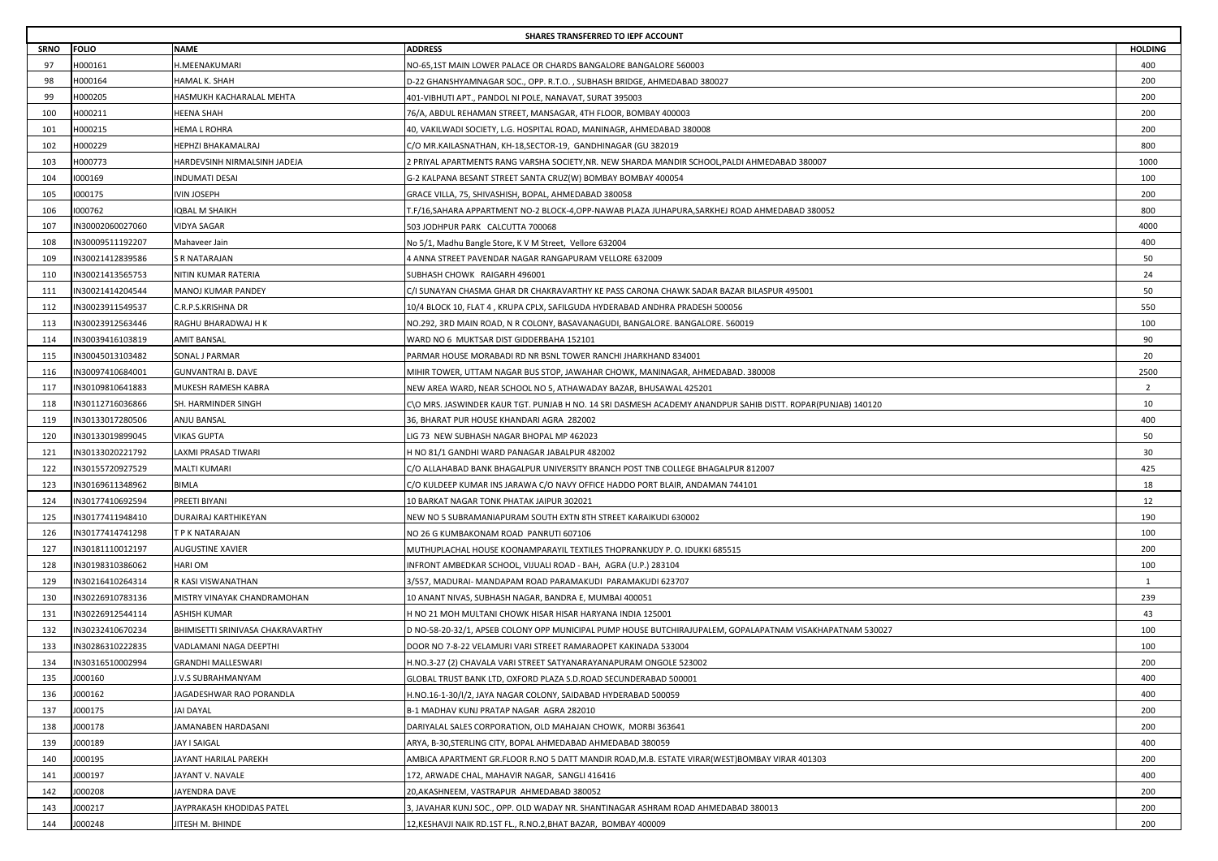**SHARES TRANSFERRED TO IEPF ACCOUNT**

| SRNO | FOLIO | NAME | ADDRESS | HOLDING |
|---|---|---|---|---|
| 97 | H000161 | H.MEENAKUMARI | NO-65,1ST MAIN LOWER PALACE OR CHARDS BANGALORE BANGALORE 560003 | 400 |
| 98 | H000164 | HAMAL K. SHAH | D-22 GHANSHYAMNAGAR SOC., OPP. R.T.O. , SUBHASH BRIDGE, AHMEDABAD 380027 | 200 |
| 99 | H000205 | HASMUKH KACHARALAL MEHTA | 401-VIBHUTI APT., PANDOL NI POLE, NANAVAT, SURAT 395003 | 200 |
| 100 | H000211 | HEENA SHAH | 76/A, ABDUL REHAMAN STREET, MANSAGAR, 4TH FLOOR, BOMBAY 400003 | 200 |
| 101 | H000215 | HEMA L ROHRA | 40, VAKILWADI SOCIETY, L.G. HOSPITAL ROAD, MANINAGR, AHMEDABAD 380008 | 200 |
| 102 | H000229 | HEPHZI BHAKAMALRAJ | C/O MR.KAILASNATHAN, KH-18,SECTOR-19, GANDHINAGAR (GU 382019 | 800 |
| 103 | H000773 | HARDEVSINH NIRMALSINH JADEJA | 2 PRIYAL APARTMENTS RANG VARSHA SOCIETY,NR. NEW SHARDA MANDIR SCHOOL,PALDI AHMEDABAD 380007 | 1000 |
| 104 | I000169 | INDUMATI DESAI | G-2 KALPANA BESANT STREET SANTA CRUZ(W) BOMBAY BOMBAY 400054 | 100 |
| 105 | I000175 | IVIN JOSEPH | GRACE VILLA, 75, SHIVASHISH, BOPAL, AHMEDABAD 380058 | 200 |
| 106 | I000762 | IQBAL M SHAIKH | T.F/16,SAHARA APPARTMENT NO-2 BLOCK-4,OPP-NAWAB PLAZA JUHAPURA,SARKHEJ ROAD AHMEDABAD 380052 | 800 |
| 107 | IN30002060027060 | VIDYA SAGAR | 503 JODHPUR PARK CALCUTTA 700068 | 4000 |
| 108 | IN30009511192207 | Mahaveer Jain | No 5/1, Madhu Bangle Store, K V M Street, Vellore 632004 | 400 |
| 109 | IN30021412839586 | S R NATARAJAN | 4 ANNA STREET PAVENDAR NAGAR RANGAPURAM VELLORE 632009 | 50 |
| 110 | IN30021413565753 | NITIN KUMAR RATERIA | SUBHASH CHOWK RAIGARH 496001 | 24 |
| 111 | IN30021414204544 | MANOJ KUMAR PANDEY | C/I SUNAYAN CHASMA GHAR DR CHAKRAVARTHY KE PASS CARONA CHAWK SADAR BAZAR BILASPUR 495001 | 50 |
| 112 | IN30023911549537 | C.R.P.S.KRISHNA DR | 10/4 BLOCK 10, FLAT 4 , KRUPA CPLX, SAFILGUDA HYDERABAD ANDHRA PRADESH 500056 | 550 |
| 113 | IN30023912563446 | RAGHU BHARADWAJ H K | NO.292, 3RD MAIN ROAD, N R COLONY, BASAVANAGUDI, BANGALORE. BANGALORE. 560019 | 100 |
| 114 | IN30039416103819 | AMIT BANSAL | WARD NO 6 MUKTSAR DIST GIDDERBAHA 152101 | 90 |
| 115 | IN30045013103482 | SONAL J PARMAR | PARMAR HOUSE MORABADI RD NR BSNL TOWER RANCHI JHARKHAND 834001 | 20 |
| 116 | IN30097410684001 | GUNVANTRAI B. DAVE | MIHIR TOWER, UTTAM NAGAR BUS STOP, JAWAHAR CHOWK, MANINAGAR, AHMEDABAD. 380008 | 2500 |
| 117 | IN30109810641883 | MUKESH RAMESH KABRA | NEW AREA WARD, NEAR SCHOOL NO 5, ATHAWADAY BAZAR, BHUSAWAL 425201 | 2 |
| 118 | IN30112716036866 | SH. HARMINDER SINGH | C\O MRS. JASWINDER KAUR TGT. PUNJAB H NO. 14 SRI DASMESH ACADEMY ANANDPUR SAHIB DISTT. ROPAR(PUNJAB) 140120 | 10 |
| 119 | IN30133017280506 | ANJU BANSAL | 36, BHARAT PUR HOUSE KHANDARI AGRA 282002 | 400 |
| 120 | IN30133019899045 | VIKAS GUPTA | LIG 73 NEW SUBHASH NAGAR BHOPAL MP 462023 | 50 |
| 121 | IN30133020221792 | LAXMI PRASAD TIWARI | H NO 81/1 GANDHI WARD PANAGAR JABALPUR 482002 | 30 |
| 122 | IN30155720927529 | MALTI KUMARI | C/O ALLAHABAD BANK BHAGALPUR UNIVERSITY BRANCH POST TNB COLLEGE BHAGALPUR 812007 | 425 |
| 123 | IN30169611348962 | BIMLA | C/O KULDEEP KUMAR INS JARAWA C/O NAVY OFFICE HADDO PORT BLAIR, ANDAMAN 744101 | 18 |
| 124 | IN30177410692594 | PREETI BIYANI | 10 BARKAT NAGAR TONK PHATAK JAIPUR 302021 | 12 |
| 125 | IN30177411948410 | DURAIRAJ KARTHIKEYAN | NEW NO 5 SUBRAMANIAPURAM SOUTH EXTN 8TH STREET KARAIKUDI 630002 | 190 |
| 126 | IN30177414741298 | T P K NATARAJAN | NO 26 G KUMBAKONAM ROAD PANRUTI 607106 | 100 |
| 127 | IN30181110012197 | AUGUSTINE XAVIER | MUTHUPLACHAL HOUSE KOONAMPARAYIL TEXTILES THOPRANKUDY P. O. IDUKKI 685515 | 200 |
| 128 | IN30198310386062 | HARI OM | INFRONT AMBEDKAR SCHOOL, VIJUALI ROAD - BAH, AGRA (U.P.) 283104 | 100 |
| 129 | IN30216410264314 | R KASI VISWANATHAN | 3/557, MADURAI- MANDAPAM ROAD PARAMAKUDI PARAMAKUDI 623707 | 1 |
| 130 | IN30226910783136 | MISTRY VINAYAK CHANDRAMOHAN | 10 ANANT NIVAS, SUBHASH NAGAR, BANDRA E, MUMBAI 400051 | 239 |
| 131 | IN30226912544114 | ASHISH KUMAR | H NO 21 MOH MULTANI CHOWK HISAR HISAR HARYANA INDIA 125001 | 43 |
| 132 | IN30232410670234 | BHIMISETTI SRINIVASA CHAKRAVARTHY | D NO-58-20-32/1, APSEB COLONY OPP MUNICIPAL PUMP HOUSE BUTCHIRAJUPALEM, GOPALAPATNAM VISAKHAPATNAM 530027 | 100 |
| 133 | IN30286310222835 | VADLAMANI NAGA DEEPTHI | DOOR NO 7-8-22 VELAMURI VARI STREET RAMARAOPET KAKINADA 533004 | 100 |
| 134 | IN30316510002994 | GRANDHI MALLESWARI | H.NO.3-27 (2) CHAVALA VARI STREET SATYANARAYANAPURAM ONGOLE 523002 | 200 |
| 135 | J000160 | J.V.S SUBRAHMANYAM | GLOBAL TRUST BANK LTD, OXFORD PLAZA S.D.ROAD SECUNDERABAD 500001 | 400 |
| 136 | J000162 | JAGADESHWAR RAO PORANDLA | H.NO.16-1-30/I/2, JAYA NAGAR COLONY, SAIDABAD HYDERABAD 500059 | 400 |
| 137 | J000175 | JAI DAYAL | B-1 MADHAV KUNJ PRATAP NAGAR AGRA 282010 | 200 |
| 138 | J000178 | JAMANABEN HARDASANI | DARIYALAL SALES CORPORATION, OLD MAHAJAN CHOWK, MORBI 363641 | 200 |
| 139 | J000189 | JAY I SAIGAL | ARYA, B-30,STERLING CITY, BOPAL AHMEDABAD AHMEDABAD 380059 | 400 |
| 140 | J000195 | JAYANT HARILAL PAREKH | AMBICA APARTMENT GR.FLOOR R.NO 5 DATT MANDIR ROAD,M.B. ESTATE VIRAR(WEST)BOMBAY VIRAR 401303 | 200 |
| 141 | J000197 | JAYANT V. NAVALE | 172, ARWADE CHAL, MAHAVIR NAGAR, SANGLI 416416 | 400 |
| 142 | J000208 | JAYENDRA DAVE | 20,AKASHNEEM, VASTRAPUR AHMEDABAD 380052 | 200 |
| 143 | J000217 | JAYPRAKASH KHODIDAS PATEL | 3, JAVAHAR KUNJ SOC., OPP. OLD WADAY NR. SHANTINAGAR ASHRAM ROAD AHMEDABAD 380013 | 200 |
| 144 | J000248 | JITESH M. BHINDE | 12,KESHAVJI NAIK RD.1ST FL., R.NO.2,BHAT BAZAR, BOMBAY 400009 | 200 |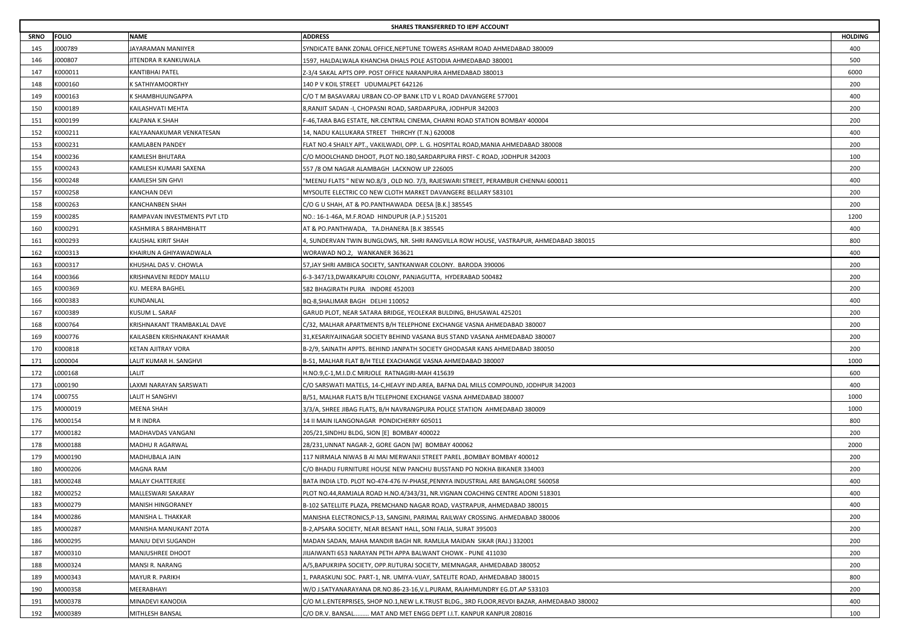**SHARES TRANSFERRED TO IEPF ACCOUNT**

| SRNO | FOLIO | NAME | ADDRESS | HOLDING |
|---|---|---|---|---|
| 145 | J000789 | JAYARAMAN MANIIYER | SYNDICATE BANK ZONAL OFFICE,NEPTUNE TOWERS ASHRAM ROAD AHMEDABAD 380009 | 400 |
| 146 | J000807 | JITENDRA R KANKUWALA | 1597, HALDALWALA KHANCHA DHALS POLE ASTODIA AHMEDABAD 380001 | 500 |
| 147 | K000011 | KANTIBHAI PATEL | Z-3/4 SAKAL APTS OPP. POST OFFICE NARANPURA AHMEDABAD 380013 | 6000 |
| 148 | K000160 | K SATHIYAMOORTHY | 140 P V KOIL STREET UDUMALPET 642126 | 200 |
| 149 | K000163 | K SHAMBHULINGAPPA | C/O T M BASAVARAJ URBAN CO-OP BANK LTD V L ROAD DAVANGERE 577001 | 400 |
| 150 | K000189 | KAILASHVATI MEHTA | 8,RANJIT SADAN -I, CHOPASNI ROAD, SARDARPURA, JODHPUR 342003 | 200 |
| 151 | K000199 | KALPANA K.SHAH | F-46,TARA BAG ESTATE, NR.CENTRAL CINEMA, CHARNI ROAD STATION BOMBAY 400004 | 200 |
| 152 | K000211 | KALYAANAKUMAR VENKATESAN | 14, NADU KALLUKARA STREET THIRCHY (T.N.) 620008 | 400 |
| 153 | K000231 | KAMLABEN PANDEY | FLAT NO.4 SHAILY APT., VAKILWADI, OPP. L. G. HOSPITAL ROAD,MANIA AHMEDABAD 380008 | 200 |
| 154 | K000236 | KAMLESH BHUTARA | C/O MOOLCHAND DHOOT, PLOT NO.180,SARDARPURA FIRST- C ROAD, JODHPUR 342003 | 100 |
| 155 | K000243 | KAMLESH KUMARI SAXENA | 557 /8 OM NAGAR ALAMBAGH LACKNOW UP 226005 | 200 |
| 156 | K000248 | KAMLESH SIN GHVI | "MEENU FLATS " NEW NO.8/3 , OLD NO. 7/3, RAJESWARI STREET, PERAMBUR CHENNAI 600011 | 400 |
| 157 | K000258 | KANCHAN DEVI | MYSOLITE ELECTRIC CO NEW CLOTH MARKET DAVANGERE BELLARY 583101 | 200 |
| 158 | K000263 | KANCHANBEN SHAH | C/O G U SHAH, AT & PO.PANTHAWADA DEESA [B.K.] 385545 | 200 |
| 159 | K000285 | RAMPAVAN INVESTMENTS PVT LTD | NO.: 16-1-46A, M.F.ROAD HINDUPUR (A.P.) 515201 | 1200 |
| 160 | K000291 | KASHMIRA S BRAHMBHATT | AT & PO.PANTHWADA, TA.DHANERA [B.K 385545 | 400 |
| 161 | K000293 | KAUSHAL KIRIT SHAH | 4, SUNDERVAN TWIN BUNGLOWS, NR. SHRI RANGVILLA ROW HOUSE, VASTRAPUR, AHMEDABAD 380015 | 800 |
| 162 | K000313 | KHAIRUN A GHIYAWADWALA | WORAWAD NO.2, WANKANER 363621 | 400 |
| 163 | K000317 | KHUSHAL DAS V. CHOWLA | 57,JAY SHRI AMBICA SOCIETY, SANTKANWAR COLONY. BARODA 390006 | 200 |
| 164 | K000366 | KRISHNAVENI REDDY MALLU | 6-3-347/13,DWARKAPURI COLONY, PANJAGUTTA, HYDERABAD 500482 | 200 |
| 165 | K000369 | KU. MEERA BAGHEL | 582 BHAGIRATH PURA INDORE 452003 | 200 |
| 166 | K000383 | KUNDANLAL | BQ-8,SHALIMAR BAGH DELHI 110052 | 400 |
| 167 | K000389 | KUSUM L. SARAF | GARUD PLOT, NEAR SATARA BRIDGE, YEOLEKAR BULDING, BHUSAWAL 425201 | 200 |
| 168 | K000764 | KRISHNAKANT TRAMBAKLAL DAVE | C/32, MALHAR APARTMENTS B/H TELEPHONE EXCHANGE VASNA AHMEDABAD 380007 | 200 |
| 169 | K000776 | KAILASBEN KRISHNAKANT KHAMAR | 31,KESARIYAJINAGAR SOCIETY BEHIND VASANA BUS STAND VASANA AHMEDABAD 380007 | 200 |
| 170 | K000818 | KETAN AJITRAY VORA | B-2/9, SAINATH APPTS. BEHIND JANPATH SOCIETY GHODASAR KANS AHMEDABAD 380050 | 200 |
| 171 | L000004 | LALIT KUMAR H. SANGHVI | B-51, MALHAR FLAT B/H TELE EXACHANGE VASNA AHMEDABAD 380007 | 1000 |
| 172 | L000168 | LALIT | H.NO.9,C-1,M.I.D.C MIRJOLE RATNAGIRI-MAH 415639 | 600 |
| 173 | L000190 | LAXMI NARAYAN SARSWATI | C/O SARSWATI MATELS, 14-C,HEAVY IND.AREA, BAFNA DAL MILLS COMPOUND, JODHPUR 342003 | 400 |
| 174 | L000755 | LALIT H SANGHVI | B/51, MALHAR FLATS B/H TELEPHONE EXCHANGE VASNA AHMEDABAD 380007 | 1000 |
| 175 | M000019 | MEENA SHAH | 3/3/A, SHREE JIBAG FLATS, B/H NAVRANGPURA POLICE STATION AHMEDABAD 380009 | 1000 |
| 176 | M000154 | M R INDRA | 14 II MAIN ILANGONAGAR PONDICHERRY 605011 | 800 |
| 177 | M000182 | MADHAVDAS VANGANI | 205/21,SINDHU BLDG, SION [E] BOMBAY 400022 | 200 |
| 178 | M000188 | MADHU R AGARWAL | 28/231,UNNAT NAGAR-2, GORE GAON [W] BOMBAY 400062 | 2000 |
| 179 | M000190 | MADHUBALA JAIN | 117 NIRMALA NIWAS B AI MAI MERWANJI STREET PAREL ,BOMBAY BOMBAY 400012 | 200 |
| 180 | M000206 | MAGNA RAM | C/O BHADU FURNITURE HOUSE NEW PANCHU BUSSTAND PO NOKHA BIKANER 334003 | 200 |
| 181 | M000248 | MALAY CHATTERJEE | BATA INDIA LTD. PLOT NO-474-476 IV-PHASE,PENNYA INDUSTRIAL ARE BANGALORE 560058 | 400 |
| 182 | M000252 | MALLESWARI SAKARAY | PLOT NO.44,RAMJALA ROAD H.NO.4/343/31, NR.VIGNAN COACHING CENTRE ADONI 518301 | 400 |
| 183 | M000279 | MANISH HINGORANEY | B-102 SATELLITE PLAZA, PREMCHAND NAGAR ROAD, VASTRAPUR, AHMEDABAD 380015 | 400 |
| 184 | M000286 | MANISHA L. THAKKAR | MANISHA ELECTRONICS,P-13, SANGINI, PARIMAL RAILWAY CROSSING. AHMEDABAD 380006 | 200 |
| 185 | M000287 | MANISHA MANUKANT ZOTA | B-2,APSARA SOCIETY, NEAR BESANT HALL, SONI FALIA, SURAT 395003 | 200 |
| 186 | M000295 | MANJU DEVI SUGANDH | MADAN SADAN, MAHA MANDIR BAGH NR. RAMLILA MAIDAN SIKAR (RAJ.) 332001 | 200 |
| 187 | M000310 | MANJUSHREE DHOOT | JIIJAIWANTI 653 NARAYAN PETH APPA BALWANT CHOWK - PUNE 411030 | 200 |
| 188 | M000324 | MANSI R. NARANG | A/5,BAPUKRIPA SOCIETY, OPP.RUTURAJ SOCIETY, MEMNAGAR, AHMEDABAD 380052 | 200 |
| 189 | M000343 | MAYUR R. PARIKH | 1, PARASKUNJ SOC. PART-1, NR. UMIYA-VIJAY, SATELITE ROAD, AHMEDABAD 380015 | 800 |
| 190 | M000358 | MEERABHAYI | W/O J.SATYANARAYANA DR.NO.86-23-16,V.L.PURAM, RAJAHMUNDRY EG.DT.AP 533103 | 200 |
| 191 | M000378 | MINADEVI KANODIA | C/O M.L.ENTERPRISES, SHOP NO.1,NEW L.K.TRUST BLDG., 3RD FLOOR,REVDI BAZAR, AHMEDABAD 380002 | 400 |
| 192 | M000389 | MITHLESH BANSAL | C/O DR.V. BANSAL......... MAT AND MET ENGG DEPT I.I.T. KANPUR KANPUR 208016 | 100 |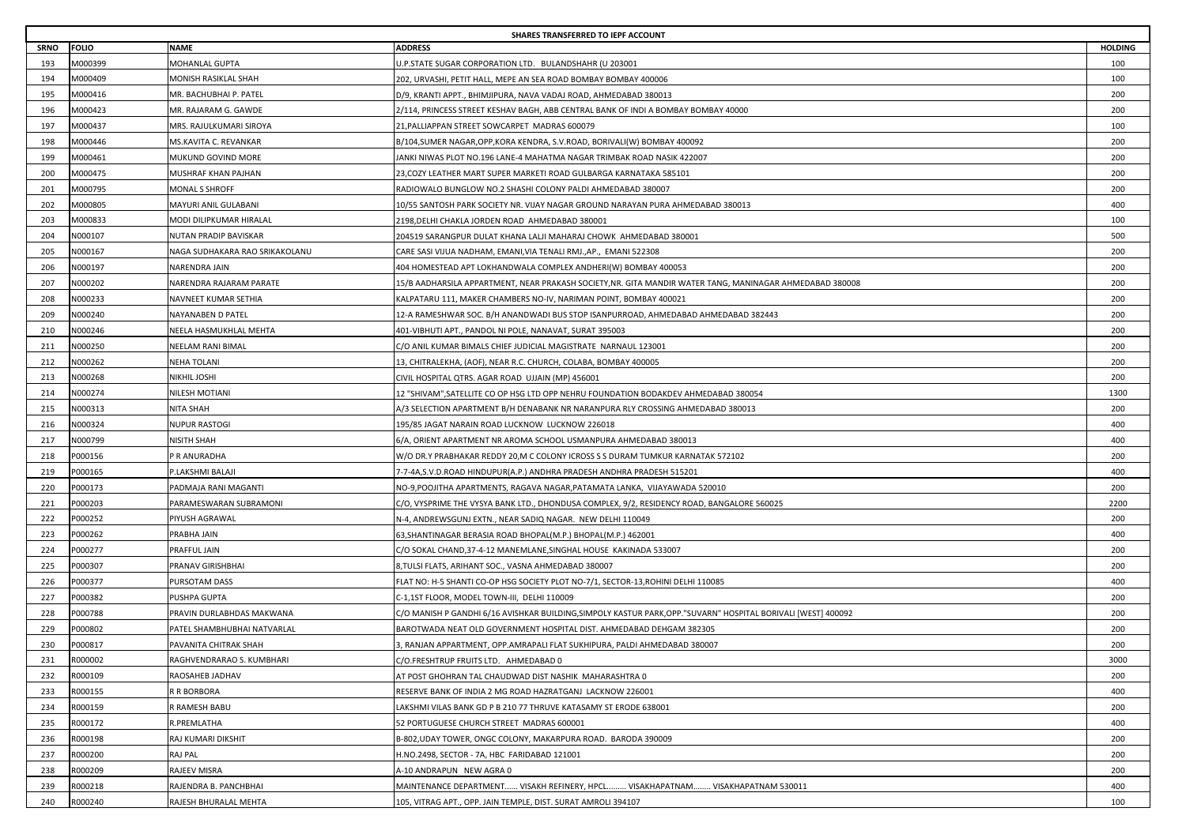| SHARES TRANSFERRED TO IEPF ACCOUNT | | | | |
|---|---|---|---|---|
| SRNO | FOLIO | NAME | ADDRESS | HOLDING |
| 193 | M000399 | MOHANLAL GUPTA | U.P.STATE SUGAR CORPORATION LTD. BULANDSHAHR (U 203001 | 100 |
| 194 | M000409 | MONISH RASIKLAL SHAH | 202, URVASHI, PETIT HALL, MEPE AN SEA ROAD BOMBAY BOMBAY 400006 | 100 |
| 195 | M000416 | MR. BACHUBHAI P. PATEL | D/9, KRANTI APPT., BHIMJIPURA, NAVA VADAJ ROAD, AHMEDABAD 380013 | 200 |
| 196 | M000423 | MR. RAJARAM G. GAWDE | 2/114, PRINCESS STREET KESHAV BAGH, ABB CENTRAL BANK OF INDI A BOMBAY BOMBAY 40000 | 200 |
| 197 | M000437 | MRS. RAJULKUMARI SIROYA | 21,PALLIAPPAN STREET SOWCARPET MADRAS 600079 | 100 |
| 198 | M000446 | MS.KAVITA C. REVANKAR | B/104,SUMER NAGAR,OPP,KORA KENDRA, S.V.ROAD, BORIVALI(W) BOMBAY 400092 | 200 |
| 199 | M000461 | MUKUND GOVIND MORE | JANKI NIWAS PLOT NO.196 LANE-4 MAHATMA NAGAR TRIMBAK ROAD NASIK 422007 | 200 |
| 200 | M000475 | MUSHRAF KHAN PAJHAN | 23,COZY LEATHER MART SUPER MARKETI ROAD GULBARGA KARNATAKA 585101 | 200 |
| 201 | M000795 | MONAL S SHROFF | RADIOWALO BUNGLOW NO.2 SHASHI COLONY PALDI AHMEDABAD 380007 | 200 |
| 202 | M000805 | MAYURI ANIL GULABANI | 10/55 SANTOSH PARK SOCIETY NR. VIJAY NAGAR GROUND NARAYAN PURA AHMEDABAD 380013 | 400 |
| 203 | M000833 | MODI DILIPKUMAR HIRALAL | 2198,DELHI CHAKLA JORDEN ROAD AHMEDABAD 380001 | 100 |
| 204 | N000107 | NUTAN PRADIP BAVISKAR | 204519 SARANGPUR DULAT KHANA LALJI MAHARAJ CHOWK AHMEDABAD 380001 | 500 |
| 205 | N000167 | NAGA SUDHAKARA RAO SRIKAKOLANU | CARE SASI VIJUA NADHAM, EMANI,VIA TENALI RMJ.,AP., EMANI 522308 | 200 |
| 206 | N000197 | NARENDRA JAIN | 404 HOMESTEAD APT LOKHANDWALA COMPLEX ANDHERI(W) BOMBAY 400053 | 200 |
| 207 | N000202 | NARENDRA RAJARAM PARATE | 15/B AADHARSILA APPARTMENT, NEAR PRAKASH SOCIETY,NR. GITA MANDIR WATER TANG, MANINAGAR AHMEDABAD 380008 | 200 |
| 208 | N000233 | NAVNEET KUMAR SETHIA | KALPATARU 111, MAKER CHAMBERS NO-IV, NARIMAN POINT, BOMBAY 400021 | 200 |
| 209 | N000240 | NAYANABEN D PATEL | 12-A RAMESHWAR SOC. B/H ANANDWADI BUS STOP ISANPURROAD, AHMEDABAD AHMEDABAD 382443 | 200 |
| 210 | N000246 | NEELA HASMUKHLAL MEHTA | 401-VIBHUTI APT., PANDOL NI POLE, NANAVAT, SURAT 395003 | 200 |
| 211 | N000250 | NEELAM RANI BIMAL | C/O ANIL KUMAR BIMALS CHIEF JUDICIAL MAGISTRATE NARNAUL 123001 | 200 |
| 212 | N000262 | NEHA TOLANI | 13, CHITRALEKHA, (AOF), NEAR R.C. CHURCH, COLABA, BOMBAY 400005 | 200 |
| 213 | N000268 | NIKHIL JOSHI | CIVIL HOSPITAL QTRS. AGAR ROAD UJJAIN (MP) 456001 | 200 |
| 214 | N000274 | NILESH MOTIANI | 12 "SHIVAM",SATELLITE CO OP HSG LTD OPP NEHRU FOUNDATION BODAKDEV AHMEDABAD 380054 | 1300 |
| 215 | N000313 | NITA SHAH | A/3 SELECTION APARTMENT B/H DENABANK NR NARANPURA RLY CROSSING AHMEDABAD 380013 | 200 |
| 216 | N000324 | NUPUR RASTOGI | 195/85 JAGAT NARAIN ROAD LUCKNOW LUCKNOW 226018 | 400 |
| 217 | N000799 | NISITH SHAH | 6/A, ORIENT APARTMENT NR AROMA SCHOOL USMANPURA AHMEDABAD 380013 | 400 |
| 218 | P000156 | P R ANURADHA | W/O DR.Y PRABHAKAR REDDY 20,M C COLONY ICROSS S S DURAM TUMKUR KARNATAK 572102 | 200 |
| 219 | P000165 | P.LAKSHMI BALAJI | 7-7-4A,S.V.D.ROAD HINDUPUR(A.P.) ANDHRA PRADESH ANDHRA PRADESH 515201 | 400 |
| 220 | P000173 | PADMAJA RANI MAGANTI | NO-9,POOJITHA APARTMENTS, RAGAVA NAGAR,PATAMATA LANKA, VIJAYAWADA 520010 | 200 |
| 221 | P000203 | PARAMESWARAN SUBRAMONI | C/O, VYSPRIME THE VYSYA BANK LTD., DHONDUSA COMPLEX, 9/2, RESIDENCY ROAD, BANGALORE 560025 | 2200 |
| 222 | P000252 | PIYUSH AGRAWAL | N-4, ANDREWSGUNJ EXTN., NEAR SADIQ NAGAR. NEW DELHI 110049 | 200 |
| 223 | P000262 | PRABHA JAIN | 63,SHANTINAGAR BERASIA ROAD BHOPAL(M.P.) BHOPAL(M.P.) 462001 | 400 |
| 224 | P000277 | PRAFFUL JAIN | C/O SOKAL CHAND,37-4-12 MANEMLANE,SINGHAL HOUSE KAKINADA 533007 | 200 |
| 225 | P000307 | PRANAV GIRISHBHAI | 8,TULSI FLATS, ARIHANT SOC., VASNA AHMEDABAD 380007 | 200 |
| 226 | P000377 | PURSOTAM DASS | FLAT NO: H-5 SHANTI CO-OP HSG SOCIETY PLOT NO-7/1, SECTOR-13,ROHINI DELHI 110085 | 400 |
| 227 | P000382 | PUSHPA GUPTA | C-1,1ST FLOOR, MODEL TOWN-III, DELHI 110009 | 200 |
| 228 | P000788 | PRAVIN DURLABHDAS MAKWANA | C/O MANISH P GANDHI 6/16 AVISHKAR BUILDING,SIMPOLY KASTUR PARK,OPP."SUVARN" HOSPITAL BORIVALI [WEST] 400092 | 200 |
| 229 | P000802 | PATEL SHAMBHUBHAI NATVARLAL | BAROTWADA NEAT OLD GOVERNMENT HOSPITAL DIST. AHMEDABAD DEHGAM 382305 | 200 |
| 230 | P000817 | PAVANITA CHITRAK SHAH | 3, RANJAN APPARTMENT, OPP.AMRAPALI FLAT SUKHIPURA, PALDI AHMEDABAD 380007 | 200 |
| 231 | R000002 | RAGHVENDRARAO S. KUMBHARI | C/O.FRESHTRUP FRUITS LTD. AHMEDABAD 0 | 3000 |
| 232 | R000109 | RAOSAHEB JADHAV | AT POST GHOHRAN TAL CHAUDWAD DIST NASHIK MAHARASHTRA 0 | 200 |
| 233 | R000155 | R R BORBORA | RESERVE BANK OF INDIA 2 MG ROAD HAZRATGANJ LACKNOW 226001 | 400 |
| 234 | R000159 | R RAMESH BABU | LAKSHMI VILAS BANK GD P B 210 77 THRUVE KATASAMY ST ERODE 638001 | 200 |
| 235 | R000172 | R.PREMLATHA | 52 PORTUGUESE CHURCH STREET MADRAS 600001 | 400 |
| 236 | R000198 | RAJ KUMARI DIKSHIT | B-802,UDAY TOWER, ONGC COLONY, MAKARPURA ROAD. BARODA 390009 | 200 |
| 237 | R000200 | RAJ PAL | H.NO.2498, SECTOR - 7A, HBC FARIDABAD 121001 | 200 |
| 238 | R000209 | RAJEEV MISRA | A-10 ANDRAPUN NEW AGRA 0 | 200 |
| 239 | R000218 | RAJENDRA B. PANCHBHAI | MAINTENANCE DEPARTMENT...... VISAKH REFINERY, HPCL......... VISAKHAPATNAM........ VISAKHAPATNAM 530011 | 400 |
| 240 | R000240 | RAJESH BHURALAL MEHTA | 105, VITRAG APT., OPP. JAIN TEMPLE, DIST. SURAT AMROLI 394107 | 100 |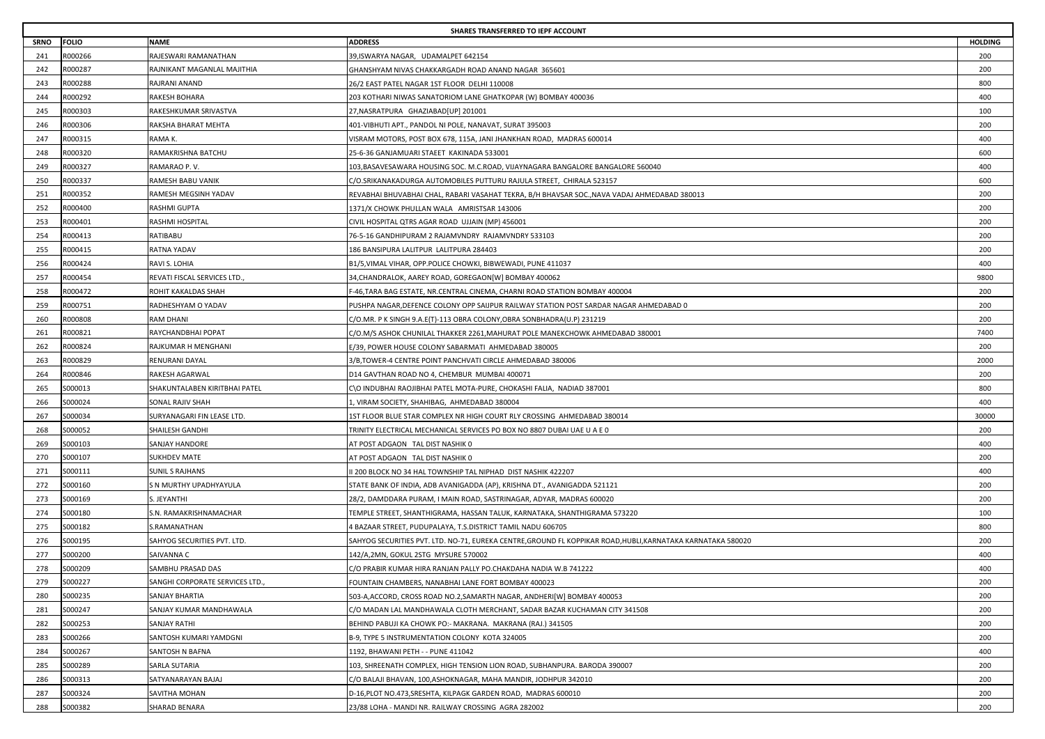| SHARES TRANSFERRED TO IEPF ACCOUNT | | | | |
|---|---|---|---|---|
| SRNO | FOLIO | NAME | ADDRESS | HOLDING |
| 241 | R000266 | RAJESWARI RAMANATHAN | 39,ISWARYA NAGAR, UDAMALPET 642154 | 200 |
| 242 | R000287 | RAJNIKANT MAGANLAL MAJITHIA | GHANSHYAM NIVAS CHAKKARGADH ROAD ANAND NAGAR 365601 | 200 |
| 243 | R000288 | RAJRANI ANAND | 26/2 EAST PATEL NAGAR 1ST FLOOR DELHI 110008 | 800 |
| 244 | R000292 | RAKESH BOHARA | 203 KOTHARI NIWAS SANATORIOM LANE GHATKOPAR (W) BOMBAY 400036 | 400 |
| 245 | R000303 | RAKESHKUMAR SRIVASTVA | 27,NASRATPURA GHAZIABAD[UP] 201001 | 100 |
| 246 | R000306 | RAKSHA BHARAT MEHTA | 401-VIBHUTI APT., PANDOL NI POLE, NANAVAT, SURAT 395003 | 200 |
| 247 | R000315 | RAMA K. | VISRAM MOTORS, POST BOX 678, 115A, JANI JHANKHAN ROAD, MADRAS 600014 | 400 |
| 248 | R000320 | RAMAKRISHNA BATCHU | 25-6-36 GANJAMUARI STAEET KAKINADA 533001 | 600 |
| 249 | R000327 | RAMARAO P. V. | 103,BASAVESAWARA HOUSING SOC. M.C.ROAD, VIJAYNAGARA BANGALORE BANGALORE 560040 | 400 |
| 250 | R000337 | RAMESH BABU VANIK | C/O.SRIKANAKADURGA AUTOMOBILES PUTTURU RAJULA STREET, CHIRALA 523157 | 600 |
| 251 | R000352 | RAMESH MEGSINH YADAV | REVABHAI BHUVABHAI CHAL, RABARI VASAHAT TEKRA, B/H BHAVSAR SOC.,NAVA VADAJ AHMEDABAD 380013 | 200 |
| 252 | R000400 | RASHMI GUPTA | 1371/X CHOWK PHULLAN WALA AMRISTSAR 143006 | 200 |
| 253 | R000401 | RASHMI HOSPITAL | CIVIL HOSPITAL QTRS AGAR ROAD UJJAIN (MP) 456001 | 200 |
| 254 | R000413 | RATIBABU | 76-5-16 GANDHIPURAM 2 RAJAMVNDRY RAJAMVNDRY 533103 | 200 |
| 255 | R000415 | RATNA YADAV | 186 BANSIPURA LALITPUR LALITPURA 284403 | 200 |
| 256 | R000424 | RAVI S. LOHIA | B1/5,VIMAL VIHAR, OPP.POLICE CHOWKI, BIBWEWADI, PUNE 411037 | 400 |
| 257 | R000454 | REVATI FISCAL SERVICES LTD., | 34,CHANDRALOK, AAREY ROAD, GOREGAON[W] BOMBAY 400062 | 9800 |
| 258 | R000472 | ROHIT KAKALDAS SHAH | F-46,TARA BAG ESTATE, NR.CENTRAL CINEMA, CHARNI ROAD STATION BOMBAY 400004 | 200 |
| 259 | R000751 | RADHESHYAM O YADAV | PUSHPA NAGAR,DEFENCE COLONY OPP SAIJPUR RAILWAY STATION POST SARDAR NAGAR AHMEDABAD 0 | 200 |
| 260 | R000808 | RAM DHANI | C/O.MR. P K SINGH 9.A.E(T)-113 OBRA COLONY,OBRA SONBHADRA(U.P) 231219 | 200 |
| 261 | R000821 | RAYCHANDBHAI POPAT | C/O.M/S ASHOK CHUNILAL THAKKER 2261,MAHURAT POLE MANEKCHOWK AHMEDABAD 380001 | 7400 |
| 262 | R000824 | RAJKUMAR H MENGHANI | E/39, POWER HOUSE COLONY SABARMATI AHMEDABAD 380005 | 200 |
| 263 | R000829 | RENURANI DAYAL | 3/B,TOWER-4 CENTRE POINT PANCHVATI CIRCLE AHMEDABAD 380006 | 2000 |
| 264 | R000846 | RAKESH AGARWAL | D14 GAVTHAN ROAD NO 4, CHEMBUR MUMBAI 400071 | 200 |
| 265 | S000013 | SHAKUNTALABEN KIRITBHAI PATEL | C\O INDUBHAI RAOJIBHAI PATEL MOTA-PURE, CHOKASHI FALIA, NADIAD 387001 | 800 |
| 266 | S000024 | SONAL RAJIV SHAH | 1, VIRAM SOCIETY, SHAHIBAG, AHMEDABAD 380004 | 400 |
| 267 | S000034 | SURYANAGARI FIN LEASE LTD. | 1ST FLOOR BLUE STAR COMPLEX NR HIGH COURT RLY CROSSING AHMEDABAD 380014 | 30000 |
| 268 | S000052 | SHAILESH GANDHI | TRINITY ELECTRICAL MECHANICAL SERVICES PO BOX NO 8807 DUBAI UAE U A E 0 | 200 |
| 269 | S000103 | SANJAY HANDORE | AT POST ADGAON TAL DIST NASHIK 0 | 400 |
| 270 | S000107 | SUKHDEV MATE | AT POST ADGAON TAL DIST NASHIK 0 | 200 |
| 271 | S000111 | SUNIL S RAJHANS | II 200 BLOCK NO 34 HAL TOWNSHIP TAL NIPHAD DIST NASHIK 422207 | 400 |
| 272 | S000160 | S N MURTHY UPADHYAYULA | STATE BANK OF INDIA, ADB AVANIGADDA (AP), KRISHNA DT., AVANIGADDA 521121 | 200 |
| 273 | S000169 | S. JEYANTHI | 28/2, DAMDDARA PURAM, I MAIN ROAD, SASTRINAGAR, ADYAR, MADRAS 600020 | 200 |
| 274 | S000180 | S.N. RAMAKRISHNAMACHAR | TEMPLE STREET, SHANTHIGRAMA, HASSAN TALUK, KARNATAKA, SHANTHIGRAMA 573220 | 100 |
| 275 | S000182 | S.RAMANATHAN | 4 BAZAAR STREET, PUDUPALAYA, T.S.DISTRICT TAMIL NADU 606705 | 800 |
| 276 | S000195 | SAHYOG SECURITIES PVT. LTD. | SAHYOG SECURITIES PVT. LTD. NO-71, EUREKA CENTRE,GROUND FL KOPPIKAR ROAD,HUBLI,KARNATAKA KARNATAKA 580020 | 200 |
| 277 | S000200 | SAIVANNA C | 142/A,2MN, GOKUL 2STG MYSURE 570002 | 400 |
| 278 | S000209 | SAMBHU PRASAD DAS | C/O PRABIR KUMAR HIRA RANJAN PALLY PO.CHAKDAHA NADIA W.B 741222 | 400 |
| 279 | S000227 | SANGHI CORPORATE SERVICES LTD., | FOUNTAIN CHAMBERS, NANABHAI LANE FORT BOMBAY 400023 | 200 |
| 280 | S000235 | SANJAY BHARTIA | 503-A,ACCORD, CROSS ROAD NO.2,SAMARTH NAGAR, ANDHERI[W] BOMBAY 400053 | 200 |
| 281 | S000247 | SANJAY KUMAR MANDHAWALA | C/O MADAN LAL MANDHAWALA CLOTH MERCHANT, SADAR BAZAR KUCHAMAN CITY 341508 | 200 |
| 282 | S000253 | SANJAY RATHI | BEHIND PABUJI KA CHOWK PO:- MAKRANA. MAKRANA (RAJ.) 341505 | 200 |
| 283 | S000266 | SANTOSH KUMARI YAMDGNI | B-9, TYPE 5 INSTRUMENTATION COLONY KOTA 324005 | 200 |
| 284 | S000267 | SANTOSH N BAFNA | 1192, BHAWANI PETH - - PUNE 411042 | 400 |
| 285 | S000289 | SARLA SUTARIA | 103, SHREENATH COMPLEX, HIGH TENSION LION ROAD, SUBHANPURA. BARODA 390007 | 200 |
| 286 | S000313 | SATYANARAYAN BAJAJ | C/O BALAJI BHAVAN, 100,ASHOKNAGAR, MAHA MANDIR, JODHPUR 342010 | 200 |
| 287 | S000324 | SAVITHA MOHAN | D-16,PLOT NO.473,SRESHTA, KILPAGK GARDEN ROAD, MADRAS 600010 | 200 |
| 288 | S000382 | SHARAD BENARA | 23/88 LOHA - MANDI NR. RAILWAY CROSSING AGRA 282002 | 200 |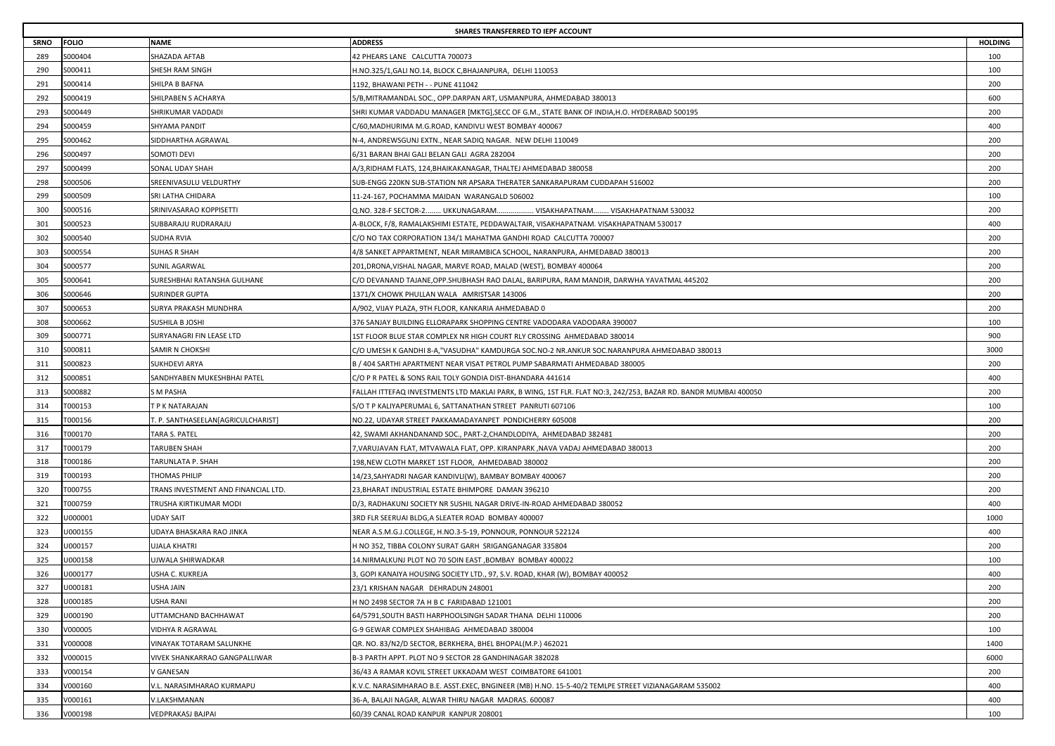| SHARES TRANSFERRED TO IEPF ACCOUNT | | | | |
|---|---|---|---|---|
| SRNO | FOLIO | NAME | ADDRESS | HOLDING |
| 289 | S000404 | SHAZADA AFTAB | 42 PHEARS LANE CALCUTTA 700073 | 100 |
| 290 | S000411 | SHESH RAM SINGH | H.NO.325/1,GALI NO.14, BLOCK C,BHAJANPURA, DELHI 110053 | 100 |
| 291 | S000414 | SHILPA B BAFNA | 1192, BHAWANI PETH - - PUNE 411042 | 200 |
| 292 | S000419 | SHILPABEN S ACHARYA | 5/B,MITRAMANDAL SOC., OPP.DARPAN ART, USMANPURA, AHMEDABAD 380013 | 600 |
| 293 | S000449 | SHRIKUMAR VADDADI | SHRI KUMAR VADDADU MANAGER [MKTG],SECC OF G.M., STATE BANK OF INDIA,H.O. HYDERABAD 500195 | 200 |
| 294 | S000459 | SHYAMA PANDIT | C/60,MADHURIMA M.G.ROAD, KANDIVLI WEST BOMBAY 400067 | 400 |
| 295 | S000462 | SIDDHARTHA AGRAWAL | N-4, ANDREWSGUNJ EXTN., NEAR SADIQ NAGAR. NEW DELHI 110049 | 200 |
| 296 | S000497 | SOMOTI DEVI | 6/31 BARAN BHAI GALI BELAN GALI AGRA 282004 | 200 |
| 297 | S000499 | SONAL UDAY SHAH | A/3,RIDHAM FLATS, 124,BHAIKAKANAGAR, THALTEJ AHMEDABAD 380058 | 200 |
| 298 | S000506 | SREENIVASULU VELDURTHY | SUB-ENGG 220KN SUB-STATION NR APSARA THERATER SANKARAPURAM CUDDAPAH 516002 | 200 |
| 299 | S000509 | SRI LATHA CHIDARA | 11-24-167, POCHAMMA MAIDAN WARANGALD 506002 | 100 |
| 300 | S000516 | SRINIVASARAO KOPPISETTI | Q.NO. 328-F SECTOR-2........ UKKUNAGARAM.................. VISAKHAPATNAM........ VISAKHAPATNAM 530032 | 200 |
| 301 | S000523 | SUBBARAJU RUDRARAJU | A-BLOCK, F/8, RAMALAKSHIMI ESTATE, PEDDAWALTAIR, VISAKHAPATNAM. VISAKHAPATNAM 530017 | 400 |
| 302 | S000540 | SUDHA RVIA | C/O NO TAX CORPORATION 134/1 MAHATMA GANDHI ROAD CALCUTTA 700007 | 200 |
| 303 | S000554 | SUHAS R SHAH | 4/8 SANKET APPARTMENT, NEAR MIRAMBICA SCHOOL, NARANPURA, AHMEDABAD 380013 | 200 |
| 304 | S000577 | SUNIL AGARWAL | 201,DRONA,VISHAL NAGAR, MARVE ROAD, MALAD (WEST), BOMBAY 400064 | 200 |
| 305 | S000641 | SURESHBHAI RATANSHA GULHANE | C/O DEVANAND TAJANE,OPP.SHUBHASH RAO DALAL, BARIPURA, RAM MANDIR, DARWHA YAVATMAL 445202 | 200 |
| 306 | S000646 | SURINDER GUPTA | 1371/X CHOWK PHULLAN WALA AMRISTSAR 143006 | 200 |
| 307 | S000653 | SURYA PRAKASH MUNDHRA | A/902, VIJAY PLAZA, 9TH FLOOR, KANKARIA AHMEDABAD 0 | 200 |
| 308 | S000662 | SUSHILA B JOSHI | 376 SANJAY BUILDING ELLORAPARK SHOPPING CENTRE VADODARA VADODARA 390007 | 100 |
| 309 | S000771 | SURYANAGRI FIN LEASE LTD | 1ST FLOOR BLUE STAR COMPLEX NR HIGH COURT RLY CROSSING AHMEDABAD 380014 | 900 |
| 310 | S000811 | SAMIR N CHOKSHI | C/O UMESH K GANDHI 8-A,"VASUDHA" KAMDURGA SOC.NO-2 NR.ANKUR SOC.NARANPURA AHMEDABAD 380013 | 3000 |
| 311 | S000823 | SUKHDEVI ARYA | B / 404 SARTHI APARTMENT NEAR VISAT PETROL PUMP SABARMATI AHMEDABAD 380005 | 200 |
| 312 | S000851 | SANDHYABEN MUKESHBHAI PATEL | C/O P R PATEL & SONS RAIL TOLY GONDIA DIST-BHANDARA 441614 | 400 |
| 313 | S000882 | S M PASHA | FALLAH ITTEFAQ INVESTMENTS LTD MAKLAI PARK, B WING, 1ST FLR. FLAT NO:3, 242/253, BAZAR RD. BANDR MUMBAI 400050 | 200 |
| 314 | T000153 | T P K NATARAJAN | S/O T P KALIYAPERUMAL 6, SATTANATHAN STREET PANRUTI 607106 | 100 |
| 315 | T000156 | T. P. SANTHASEELAN[AGRICULCHARIST] | NO.22, UDAYAR STREET PAKKAMADAYANPET PONDICHERRY 605008 | 200 |
| 316 | T000170 | TARA S. PATEL | 42, SWAMI AKHANDANAND SOC., PART-2,CHANDLODIYA, AHMEDABAD 382481 | 200 |
| 317 | T000179 | TARUBEN SHAH | 7,VARUJAVAN FLAT, MTVAWALA FLAT, OPP. KIRANPARK ,NAVA VADAJ AHMEDABAD 380013 | 200 |
| 318 | T000186 | TARUNLATA P. SHAH | 198,NEW CLOTH MARKET 1ST FLOOR, AHMEDABAD 380002 | 200 |
| 319 | T000193 | THOMAS PHILIP | 14/23,SAHYADRI NAGAR KANDIVLI(W), BAMBAY BOMBAY 400067 | 200 |
| 320 | T000755 | TRANS INVESTMENT AND FINANCIAL LTD. | 23,BHARAT INDUSTRIAL ESTATE BHIMPORE DAMAN 396210 | 200 |
| 321 | T000759 | TRUSHA KIRTIKUMAR MODI | D/3, RADHAKUNJ SOCIETY NR SUSHIL NAGAR DRIVE-IN-ROAD AHMEDABAD 380052 | 400 |
| 322 | U000001 | UDAY SAIT | 3RD FLR SEERUAI BLDG,A SLEATER ROAD BOMBAY 400007 | 1000 |
| 323 | U000155 | UDAYA BHASKARA RAO JINKA | NEAR A.S.M.G.J.COLLEGE, H.NO.3-5-19, PONNOUR, PONNOUR 522124 | 400 |
| 324 | U000157 | UJALA KHATRI | H NO 352, TIBBA COLONY SURAT GARH SRIGANGANAGAR 335804 | 200 |
| 325 | U000158 | UJWALA SHIRWADKAR | 14.NIRMALKUNJ PLOT NO 70 SOIN EAST ,BOMBAY BOMBAY 400022 | 100 |
| 326 | U000177 | USHA C. KUKREJA | 3, GOPI KANAIYA HOUSING SOCIETY LTD., 97, S.V. ROAD, KHAR (W), BOMBAY 400052 | 400 |
| 327 | U000181 | USHA JAIN | 23/1 KRISHAN NAGAR DEHRADUN 248001 | 200 |
| 328 | U000185 | USHA RANI | H NO 2498 SECTOR 7A H B C FARIDABAD 121001 | 200 |
| 329 | U000190 | UTTAMCHAND BACHHAWAT | 64/5791,SOUTH BASTI HARPHOOLSINGH SADAR THANA DELHI 110006 | 200 |
| 330 | V000005 | VIDHYA R AGRAWAL | G-9 GEWAR COMPLEX SHAHIBAG AHMEDABAD 380004 | 100 |
| 331 | V000008 | VINAYAK TOTARAM SALUNKHE | QR. NO. 83/N2/D SECTOR, BERKHERA, BHEL BHOPAL(M.P.) 462021 | 1400 |
| 332 | V000015 | VIVEK SHANKARRAO GANGPALLIWAR | B-3 PARTH APPT. PLOT NO 9 SECTOR 28 GANDHINAGAR 382028 | 6000 |
| 333 | V000154 | V GANESAN | 36/43 A RAMAR KOVIL STREET UKKADAM WEST COIMBATORE 641001 | 200 |
| 334 | V000160 | V.L. NARASIMHARAO KURMAPU | K.V.C. NARASIMHARAO B.E. ASST.EXEC, BNGINEER (MB) H.NO. 15-5-40/2 TEMLPE STREET VIZIANAGARAM 535002 | 400 |
| 335 | V000161 | V.LAKSHMANAN | 36-A, BALAJI NAGAR, ALWAR THIRU NAGAR MADRAS. 600087 | 400 |
| 336 | V000198 | VEDPRAKASJ BAJPAI | 60/39 CANAL ROAD KANPUR KANPUR 208001 | 100 |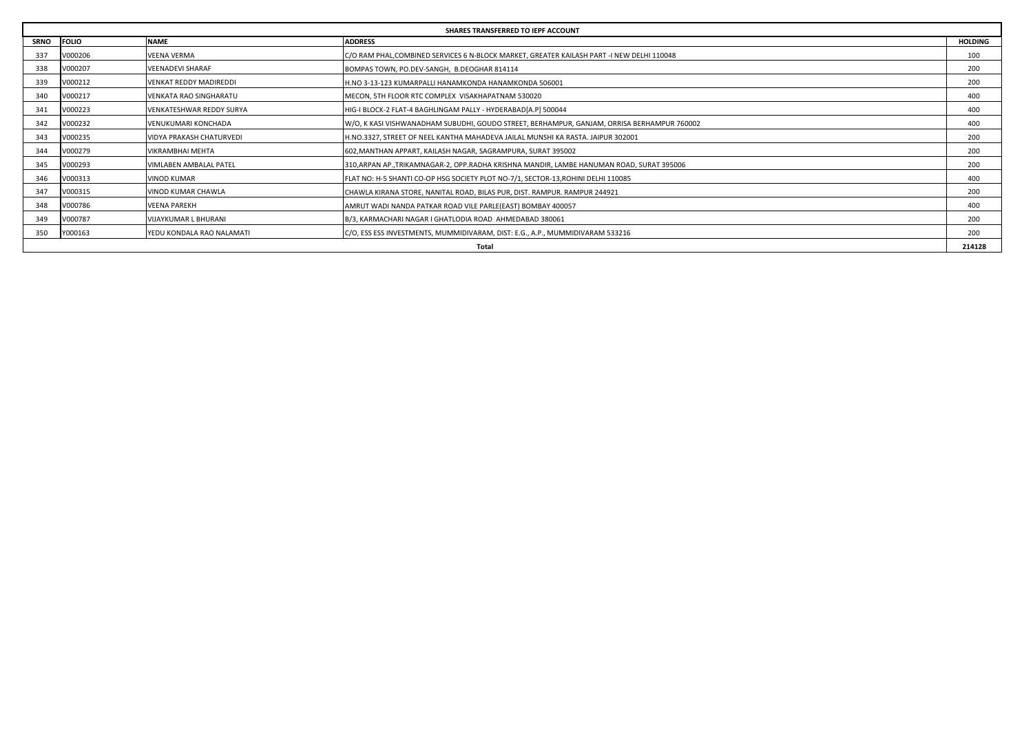| SHARES TRANSFERRED TO IEPF ACCOUNT | | | | |
|---|---|---|---|---|
| SRNO | FOLIO | NAME | ADDRESS | HOLDING |
| 337 | V000206 | VEENA VERMA | C/O RAM PHAL,COMBINED SERVICES 6 N-BLOCK MARKET, GREATER KAILASH PART -I NEW DELHI 110048 | 100 |
| 338 | V000207 | VEENADEVI SHARAF | BOMPAS TOWN, PO.DEV-SANGH, B.DEOGHAR 814114 | 200 |
| 339 | V000212 | VENKAT REDDY MADIREDDI | H.NO 3-13-123 KUMARPALLI HANAMKONDA HANAMKONDA 506001 | 200 |
| 340 | V000217 | VENKATA RAO SINGHARATU | MECON, 5TH FLOOR RTC COMPLEX VISAKHAPATNAM 530020 | 400 |
| 341 | V000223 | VENKATESHWAR REDDY SURYA | HIG-I BLOCK-2 FLAT-4 BAGHLINGAM PALLY - HYDERABAD[A.P] 500044 | 400 |
| 342 | V000232 | VENUKUMARI KONCHADA | W/O, K KASI VISHWANADHAM SUBUDHI, GOUDO STREET, BERHAMPUR, GANJAM, ORRISA BERHAMPUR 760002 | 400 |
| 343 | V000235 | VIDYA PRAKASH CHATURVEDI | H.NO.3327, STREET OF NEEL KANTHA MAHADEVA JAILAL MUNSHI KA RASTA. JAIPUR 302001 | 200 |
| 344 | V000279 | VIKRAMBHAI MEHTA | 602,MANTHAN APPART, KAILASH NAGAR, SAGRAMPURA, SURAT 395002 | 200 |
| 345 | V000293 | VIMLABEN AMBALAL PATEL | 310,ARPAN AP.,TRIKAMNAGAR-2, OPP.RADHA KRISHNA MANDIR, LAMBE HANUMAN ROAD, SURAT 395006 | 200 |
| 346 | V000313 | VINOD KUMAR | FLAT NO: H-5 SHANTI CO-OP HSG SOCIETY PLOT NO-7/1, SECTOR-13,ROHINI DELHI 110085 | 400 |
| 347 | V000315 | VINOD KUMAR CHAWLA | CHAWLA KIRANA STORE, NANITAL ROAD, BILAS PUR, DIST. RAMPUR. RAMPUR 244921 | 200 |
| 348 | V000786 | VEENA PAREKH | AMRUT WADI NANDA PATKAR ROAD VILE PARLE(EAST) BOMBAY 400057 | 400 |
| 349 | V000787 | VIJAYKUMAR L BHURANI | B/3, KARMACHARI NAGAR I GHATLODIA ROAD AHMEDABAD 380061 | 200 |
| 350 | Y000163 | YEDU KONDALA RAO NALAMATI | C/O, ESS ESS INVESTMENTS, MUMMIDIVARAM, DIST: E.G., A.P., MUMMIDIVARAM 533216 | 200 |
| | | | **Total** | **214128** |